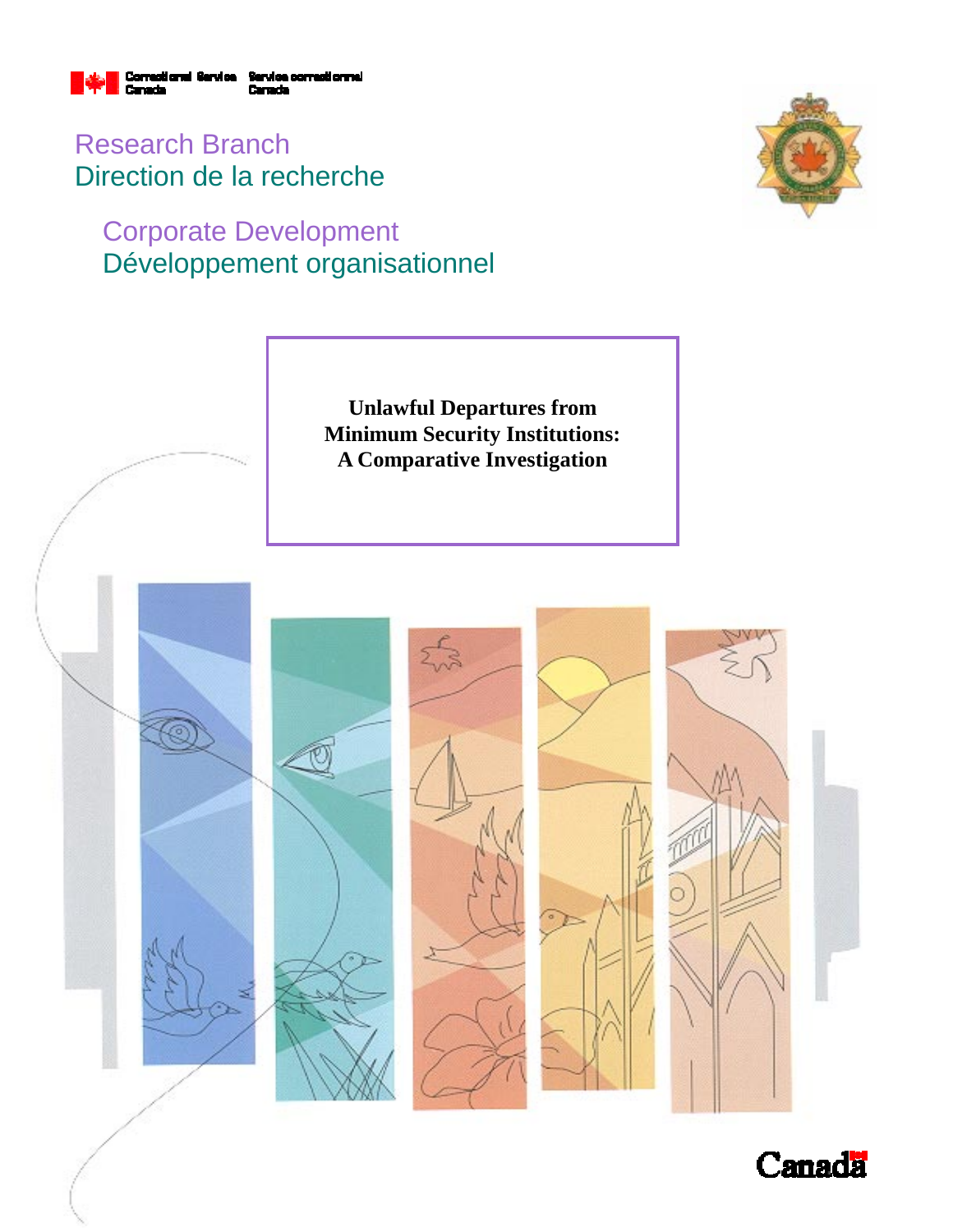Correctional Service Canada | Service correctionnel Canada

Research Branch
Direction de la recherche

Corporate Development
Développement organisationnel

# Unlawful Departures from Minimum Security Institutions: A Comparative Investigation

Canada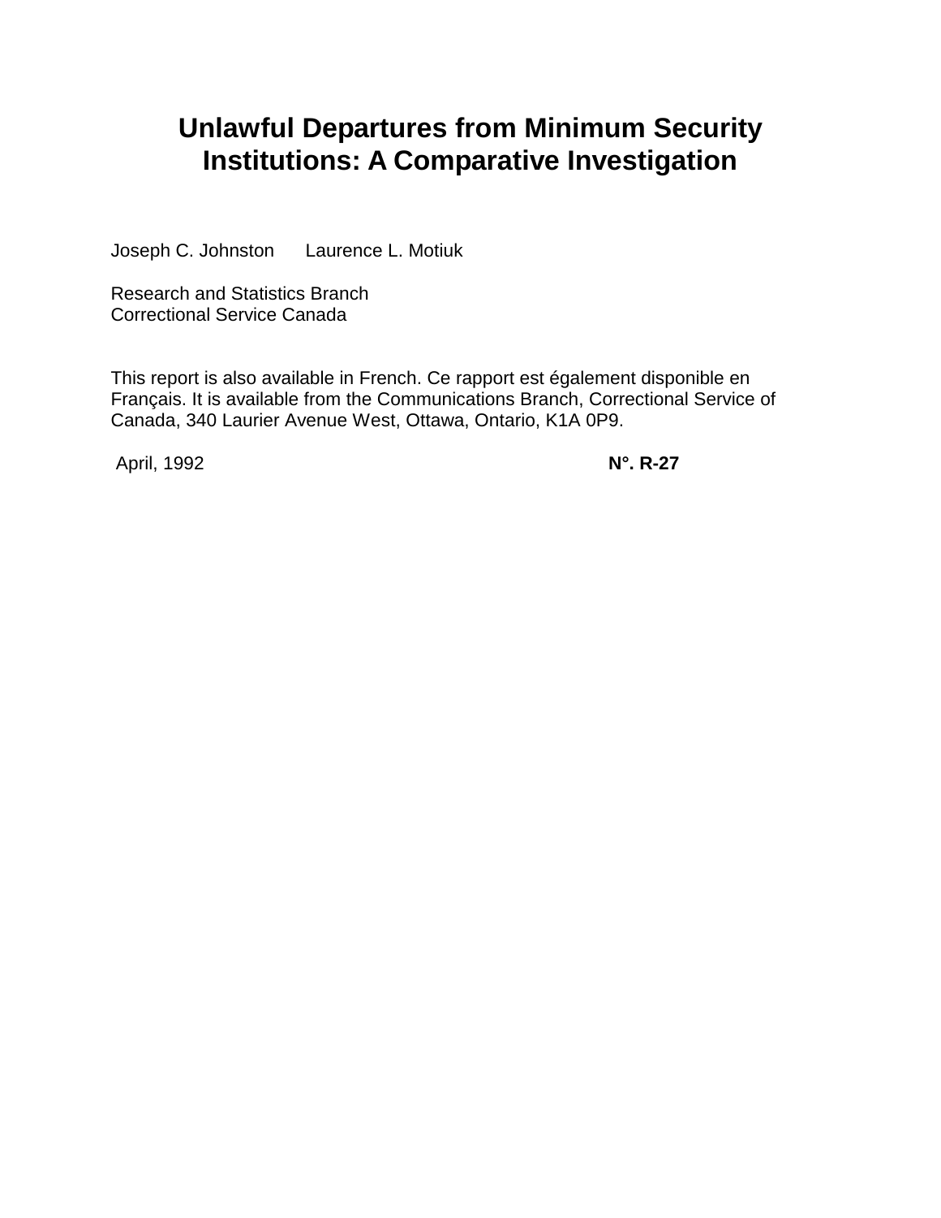# Unlawful Departures from Minimum Security Institutions: A Comparative Investigation

Joseph C. Johnston  Laurence L. Motiuk

Research and Statistics Branch
Correctional Service Canada

This report is also available in French. Ce rapport est également disponible en Français. It is available from the Communications Branch, Correctional Service of Canada, 340 Laurier Avenue West, Ottawa, Ontario, K1A 0P9.

April, 1992 **N°. R-27**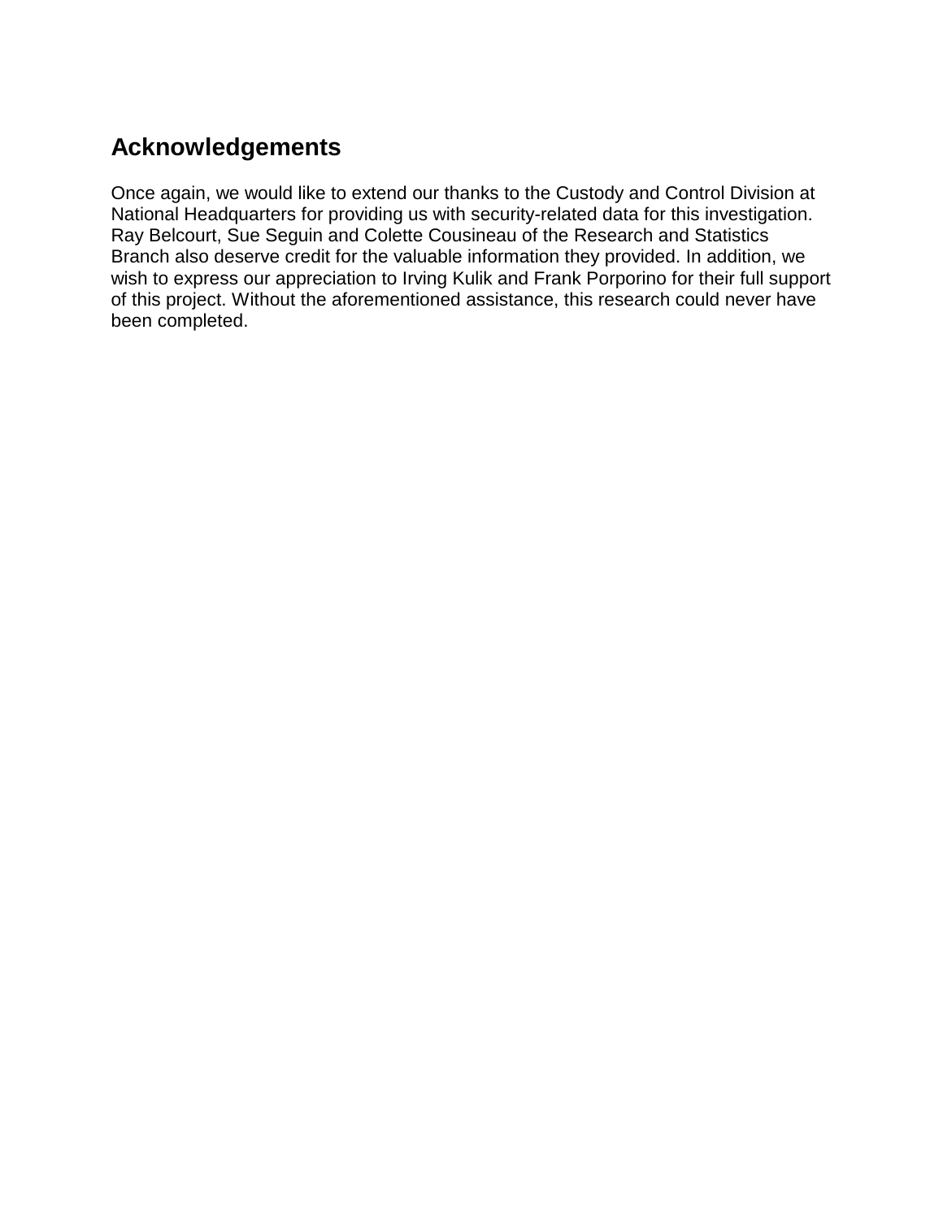## Acknowledgements

Once again, we would like to extend our thanks to the Custody and Control Division at National Headquarters for providing us with security-related data for this investigation. Ray Belcourt, Sue Seguin and Colette Cousineau of the Research and Statistics Branch also deserve credit for the valuable information they provided. In addition, we wish to express our appreciation to Irving Kulik and Frank Porporino for their full support of this project. Without the aforementioned assistance, this research could never have been completed.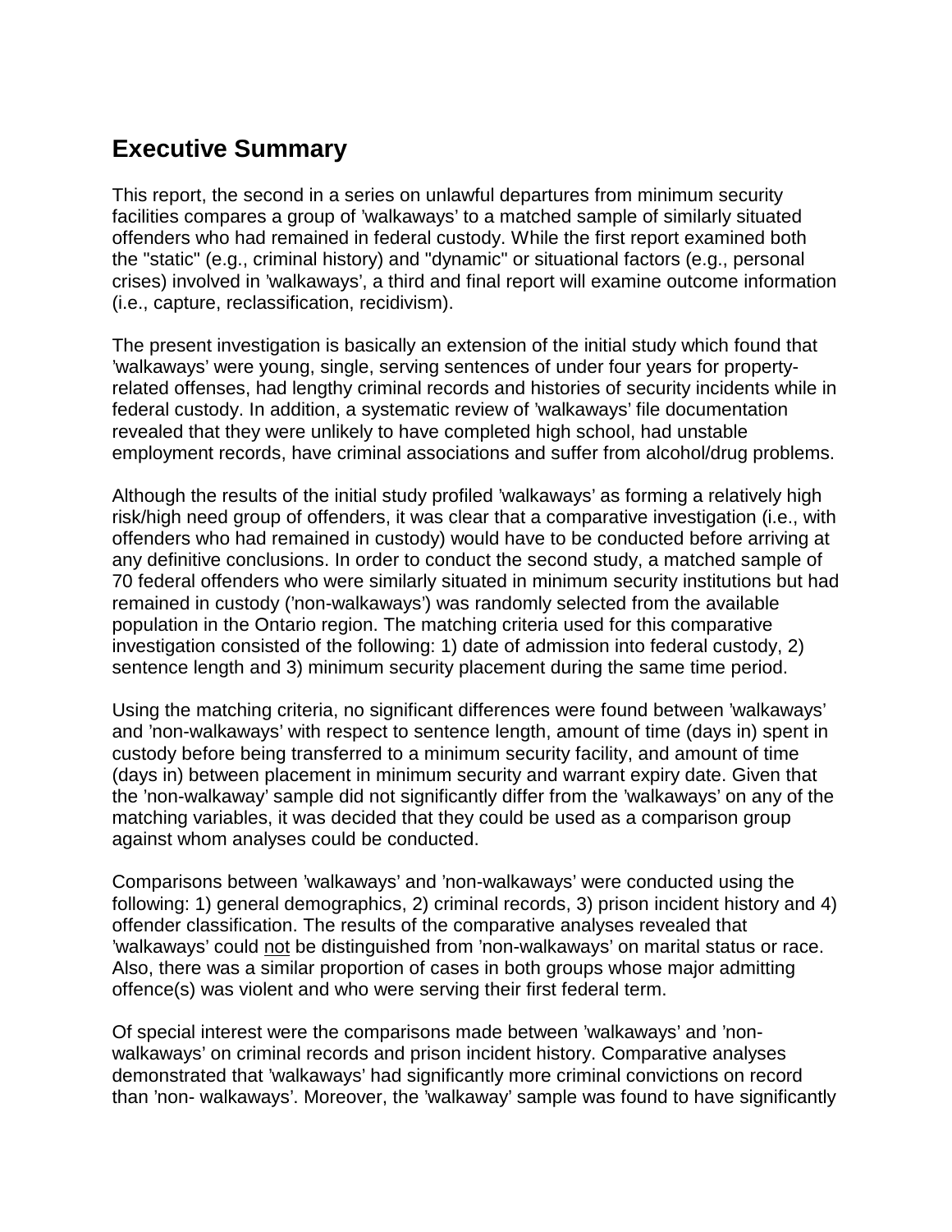## Executive Summary

This report, the second in a series on unlawful departures from minimum security facilities compares a group of 'walkaways' to a matched sample of similarly situated offenders who had remained in federal custody. While the first report examined both the "static" (e.g., criminal history) and "dynamic" or situational factors (e.g., personal crises) involved in 'walkaways', a third and final report will examine outcome information (i.e., capture, reclassification, recidivism).

The present investigation is basically an extension of the initial study which found that 'walkaways' were young, single, serving sentences of under four years for property-related offenses, had lengthy criminal records and histories of security incidents while in federal custody. In addition, a systematic review of 'walkaways' file documentation revealed that they were unlikely to have completed high school, had unstable employment records, have criminal associations and suffer from alcohol/drug problems.

Although the results of the initial study profiled 'walkaways' as forming a relatively high risk/high need group of offenders, it was clear that a comparative investigation (i.e., with offenders who had remained in custody) would have to be conducted before arriving at any definitive conclusions. In order to conduct the second study, a matched sample of 70 federal offenders who were similarly situated in minimum security institutions but had remained in custody ('non-walkaways') was randomly selected from the available population in the Ontario region. The matching criteria used for this comparative investigation consisted of the following: 1) date of admission into federal custody, 2) sentence length and 3) minimum security placement during the same time period.

Using the matching criteria, no significant differences were found between 'walkaways' and 'non-walkaways' with respect to sentence length, amount of time (days in) spent in custody before being transferred to a minimum security facility, and amount of time (days in) between placement in minimum security and warrant expiry date. Given that the 'non-walkaway' sample did not significantly differ from the 'walkaways' on any of the matching variables, it was decided that they could be used as a comparison group against whom analyses could be conducted.

Comparisons between 'walkaways' and 'non-walkaways' were conducted using the following: 1) general demographics, 2) criminal records, 3) prison incident history and 4) offender classification. The results of the comparative analyses revealed that 'walkaways' could <u>not</u> be distinguished from 'non-walkaways' on marital status or race. Also, there was a similar proportion of cases in both groups whose major admitting offence(s) was violent and who were serving their first federal term.

Of special interest were the comparisons made between 'walkaways' and 'non-walkaways' on criminal records and prison incident history. Comparative analyses demonstrated that 'walkaways' had significantly more criminal convictions on record than 'non- walkaways'. Moreover, the 'walkaway' sample was found to have significantly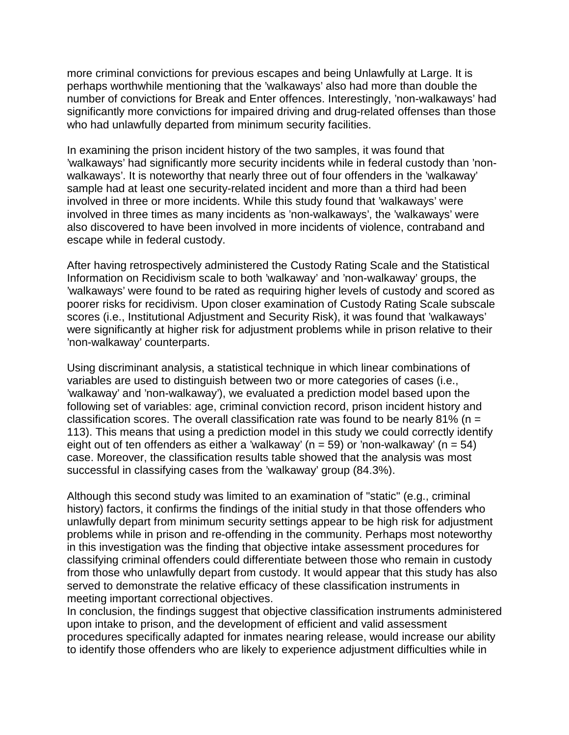more criminal convictions for previous escapes and being Unlawfully at Large. It is perhaps worthwhile mentioning that the 'walkaways' also had more than double the number of convictions for Break and Enter offences. Interestingly, 'non-walkaways' had significantly more convictions for impaired driving and drug-related offenses than those who had unlawfully departed from minimum security facilities.

In examining the prison incident history of the two samples, it was found that 'walkaways' had significantly more security incidents while in federal custody than 'non-walkaways'. It is noteworthy that nearly three out of four offenders in the 'walkaway' sample had at least one security-related incident and more than a third had been involved in three or more incidents. While this study found that 'walkaways' were involved in three times as many incidents as 'non-walkaways', the 'walkaways' were also discovered to have been involved in more incidents of violence, contraband and escape while in federal custody.

After having retrospectively administered the Custody Rating Scale and the Statistical Information on Recidivism scale to both 'walkaway' and 'non-walkaway' groups, the 'walkaways' were found to be rated as requiring higher levels of custody and scored as poorer risks for recidivism. Upon closer examination of Custody Rating Scale subscale scores (i.e., Institutional Adjustment and Security Risk), it was found that 'walkaways' were significantly at higher risk for adjustment problems while in prison relative to their 'non-walkaway' counterparts.

Using discriminant analysis, a statistical technique in which linear combinations of variables are used to distinguish between two or more categories of cases (i.e., 'walkaway' and 'non-walkaway'), we evaluated a prediction model based upon the following set of variables: age, criminal conviction record, prison incident history and classification scores. The overall classification rate was found to be nearly 81% ($n = 113$). This means that using a prediction model in this study we could correctly identify eight out of ten offenders as either a 'walkaway' ($n = 59$) or 'non-walkaway' ($n = 54$) case. Moreover, the classification results table showed that the analysis was most successful in classifying cases from the 'walkaway' group (84.3%).

Although this second study was limited to an examination of "static" (e.g., criminal history) factors, it confirms the findings of the initial study in that those offenders who unlawfully depart from minimum security settings appear to be high risk for adjustment problems while in prison and re-offending in the community. Perhaps most noteworthy in this investigation was the finding that objective intake assessment procedures for classifying criminal offenders could differentiate between those who remain in custody from those who unlawfully depart from custody. It would appear that this study has also served to demonstrate the relative efficacy of these classification instruments in meeting important correctional objectives.

In conclusion, the findings suggest that objective classification instruments administered upon intake to prison, and the development of efficient and valid assessment procedures specifically adapted for inmates nearing release, would increase our ability to identify those offenders who are likely to experience adjustment difficulties while in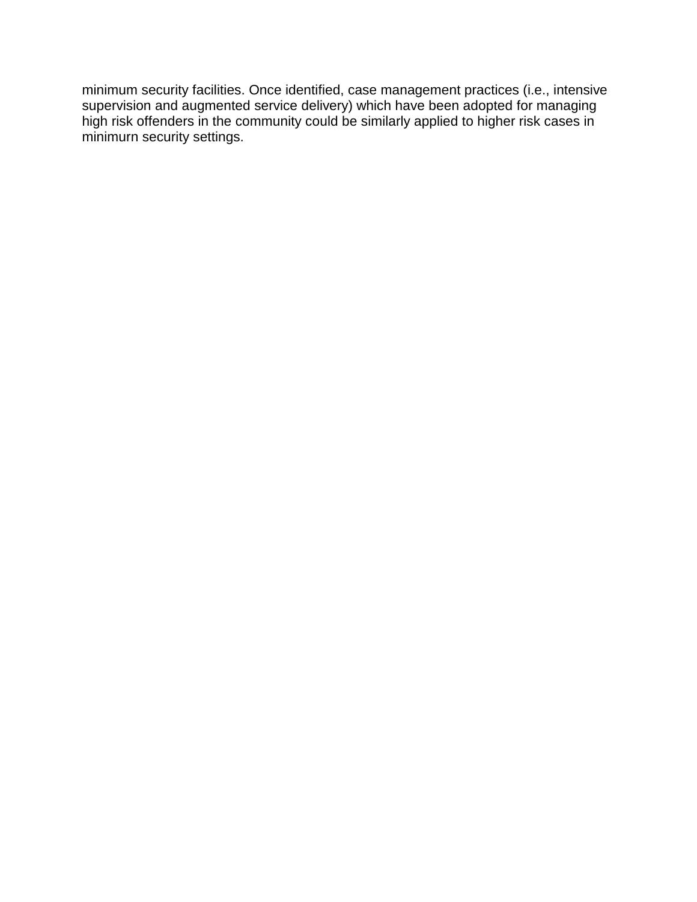minimum security facilities. Once identified, case management practices (i.e., intensive supervision and augmented service delivery) which have been adopted for managing high risk offenders in the community could be similarly applied to higher risk cases in minimurn security settings.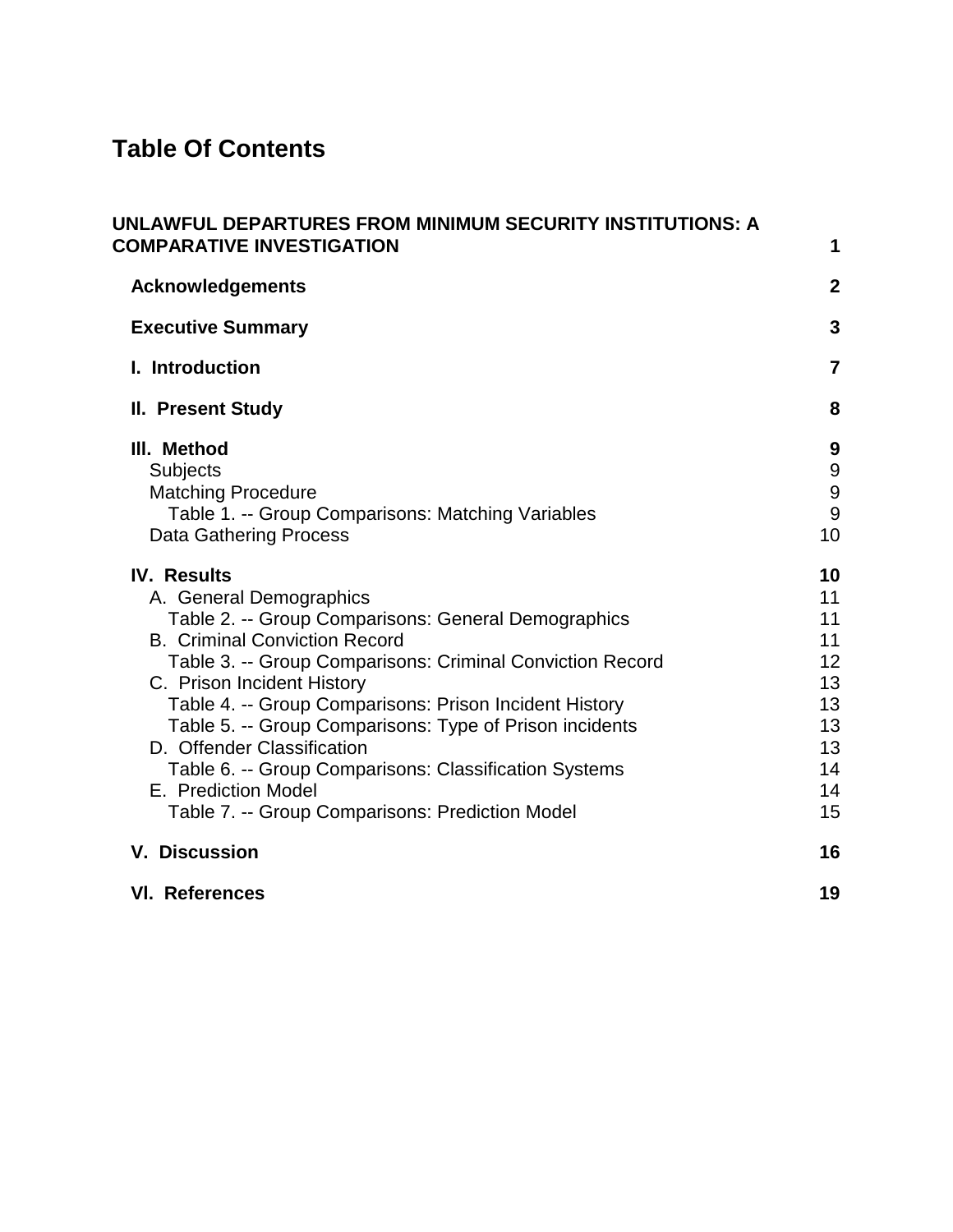# Table Of Contents

| | |
|---|---|
| **UNLAWFUL DEPARTURES FROM MINIMUM SECURITY INSTITUTIONS: A COMPARATIVE INVESTIGATION** | **1** |
| **Acknowledgements** | **2** |
| **Executive Summary** | **3** |
| **I. Introduction** | **7** |
| **II. Present Study** | **8** |
| **III. Method** | **9** |
| Subjects | 9 |
| Matching Procedure | 9 |
| Table 1. -- Group Comparisons: Matching Variables | 9 |
| Data Gathering Process | 10 |
| **IV. Results** | **10** |
| A. General Demographics | 11 |
| Table 2. -- Group Comparisons: General Demographics | 11 |
| B. Criminal Conviction Record | 11 |
| Table 3. -- Group Comparisons: Criminal Conviction Record | 12 |
| C. Prison Incident History | 13 |
| Table 4. -- Group Comparisons: Prison Incident History | 13 |
| Table 5. -- Group Comparisons: Type of Prison incidents | 13 |
| D. Offender Classification | 13 |
| Table 6. -- Group Comparisons: Classification Systems | 14 |
| E. Prediction Model | 14 |
| Table 7. -- Group Comparisons: Prediction Model | 15 |
| **V. Discussion** | **16** |
| **VI. References** | **19** |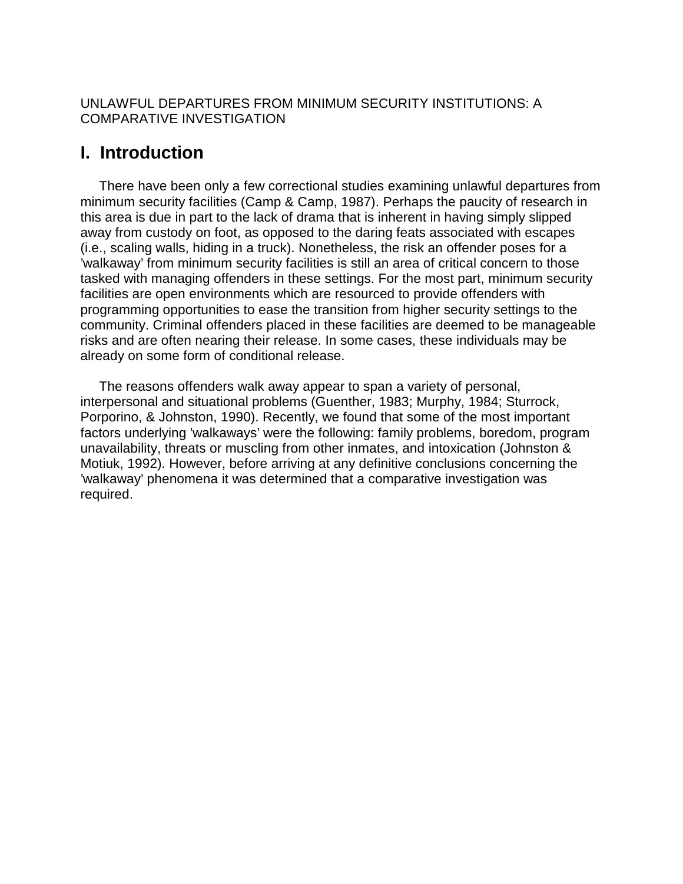UNLAWFUL DEPARTURES FROM MINIMUM SECURITY INSTITUTIONS: A COMPARATIVE INVESTIGATION

# I. Introduction

There have been only a few correctional studies examining unlawful departures from minimum security facilities (Camp & Camp, 1987). Perhaps the paucity of research in this area is due in part to the lack of drama that is inherent in having simply slipped away from custody on foot, as opposed to the daring feats associated with escapes (i.e., scaling walls, hiding in a truck). Nonetheless, the risk an offender poses for a 'walkaway' from minimum security facilities is still an area of critical concern to those tasked with managing offenders in these settings. For the most part, minimum security facilities are open environments which are resourced to provide offenders with programming opportunities to ease the transition from higher security settings to the community. Criminal offenders placed in these facilities are deemed to be manageable risks and are often nearing their release. In some cases, these individuals may be already on some form of conditional release.

The reasons offenders walk away appear to span a variety of personal, interpersonal and situational problems (Guenther, 1983; Murphy, 1984; Sturrock, Porporino, & Johnston, 1990). Recently, we found that some of the most important factors underlying 'walkaways' were the following: family problems, boredom, program unavailability, threats or muscling from other inmates, and intoxication (Johnston & Motiuk, 1992). However, before arriving at any definitive conclusions concerning the 'walkaway' phenomena it was determined that a comparative investigation was required.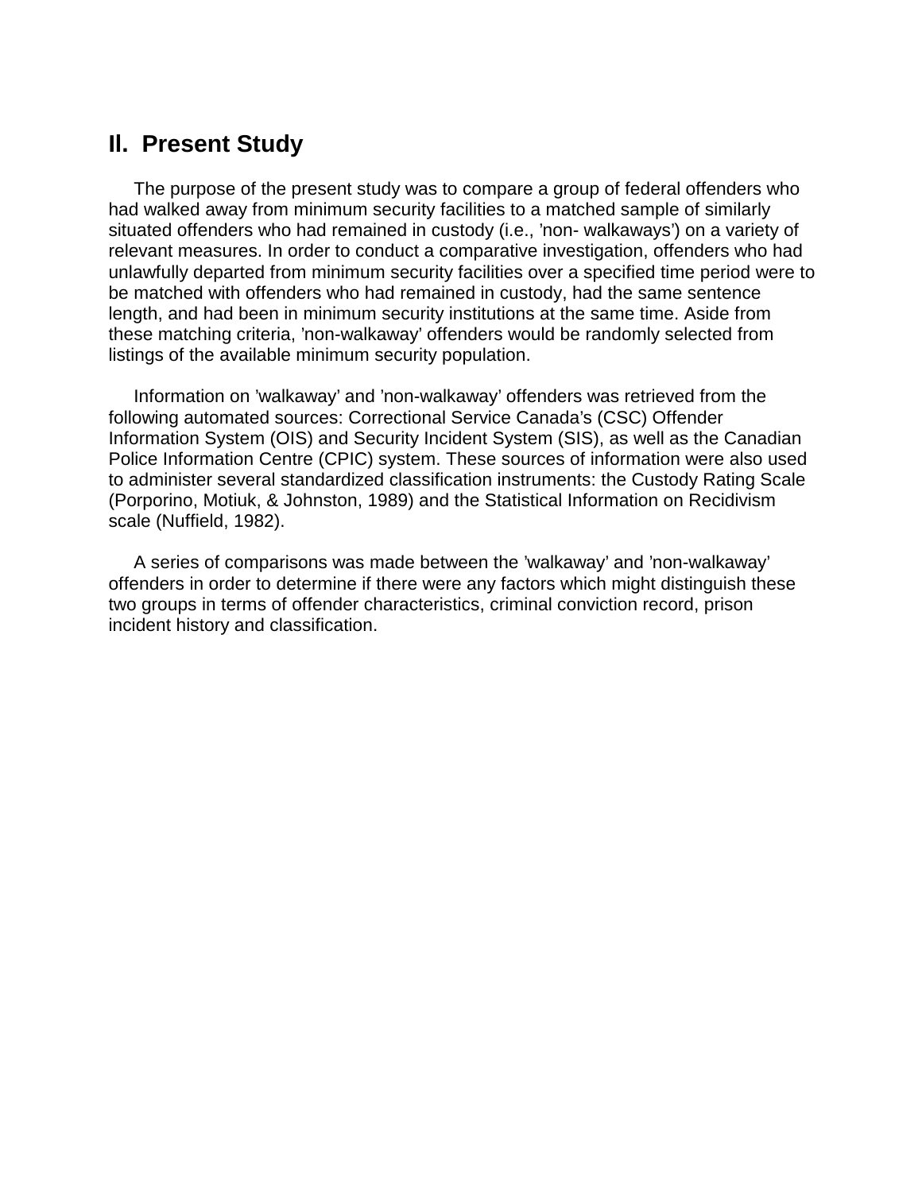## II. Present Study

The purpose of the present study was to compare a group of federal offenders who had walked away from minimum security facilities to a matched sample of similarly situated offenders who had remained in custody (i.e., 'non- walkaways') on a variety of relevant measures. In order to conduct a comparative investigation, offenders who had unlawfully departed from minimum security facilities over a specified time period were to be matched with offenders who had remained in custody, had the same sentence length, and had been in minimum security institutions at the same time. Aside from these matching criteria, 'non-walkaway' offenders would be randomly selected from listings of the available minimum security population.

Information on 'walkaway' and 'non-walkaway' offenders was retrieved from the following automated sources: Correctional Service Canada's (CSC) Offender Information System (OIS) and Security Incident System (SIS), as well as the Canadian Police Information Centre (CPIC) system. These sources of information were also used to administer several standardized classification instruments: the Custody Rating Scale (Porporino, Motiuk, & Johnston, 1989) and the Statistical Information on Recidivism scale (Nuffield, 1982).

A series of comparisons was made between the 'walkaway' and 'non-walkaway' offenders in order to determine if there were any factors which might distinguish these two groups in terms of offender characteristics, criminal conviction record, prison incident history and classification.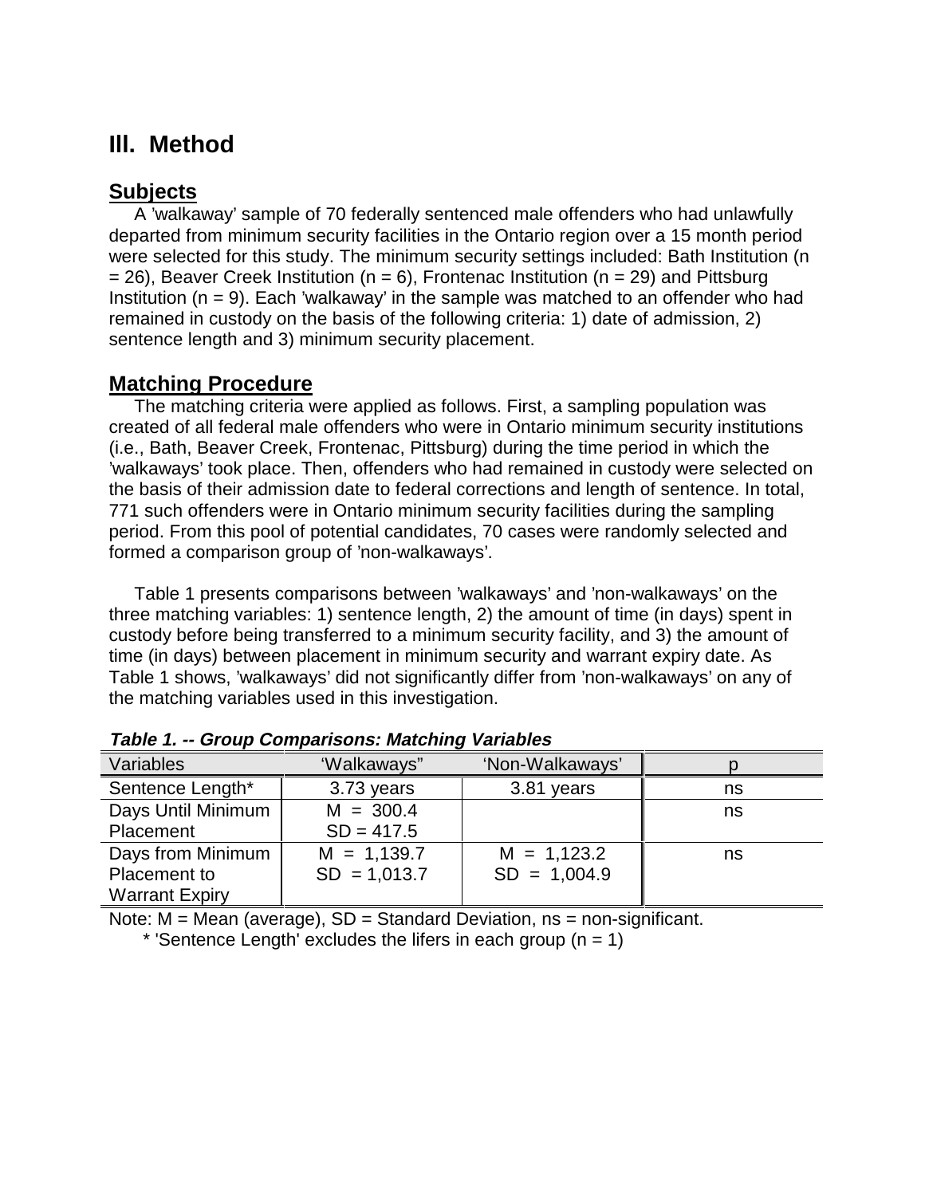## III. Method

### Subjects

A 'walkaway' sample of 70 federally sentenced male offenders who had unlawfully departed from minimum security facilities in the Ontario region over a 15 month period were selected for this study. The minimum security settings included: Bath Institution (n = 26), Beaver Creek Institution (n = 6), Frontenac Institution (n = 29) and Pittsburg Institution (n = 9). Each 'walkaway' in the sample was matched to an offender who had remained in custody on the basis of the following criteria: 1) date of admission, 2) sentence length and 3) minimum security placement.

### Matching Procedure

The matching criteria were applied as follows. First, a sampling population was created of all federal male offenders who were in Ontario minimum security institutions (i.e., Bath, Beaver Creek, Frontenac, Pittsburg) during the time period in which the 'walkaways' took place. Then, offenders who had remained in custody were selected on the basis of their admission date to federal corrections and length of sentence. In total, 771 such offenders were in Ontario minimum security facilities during the sampling period. From this pool of potential candidates, 70 cases were randomly selected and formed a comparison group of 'non-walkaways'.

Table 1 presents comparisons between 'walkaways' and 'non-walkaways' on the three matching variables: 1) sentence length, 2) the amount of time (in days) spent in custody before being transferred to a minimum security facility, and 3) the amount of time (in days) between placement in minimum security and warrant expiry date. As Table 1 shows, 'walkaways' did not significantly differ from 'non-walkaways' on any of the matching variables used in this investigation.

***Table 1. -- Group Comparisons: Matching Variables***

| Variables | 'Walkaways" | 'Non-Walkaways' | p |
|---|---|---|---|
| Sentence Length* | 3.73 years | 3.81 years | ns |
| Days Until Minimum Placement | M = 300.4<br>SD = 417.5 | | ns |
| Days from Minimum Placement to Warrant Expiry | M = 1,139.7<br>SD = 1,013.7 | M = 1,123.2<br>SD = 1,004.9 | ns |

Note: M = Mean (average), SD = Standard Deviation, ns = non-significant.

\* 'Sentence Length' excludes the lifers in each group (n = 1)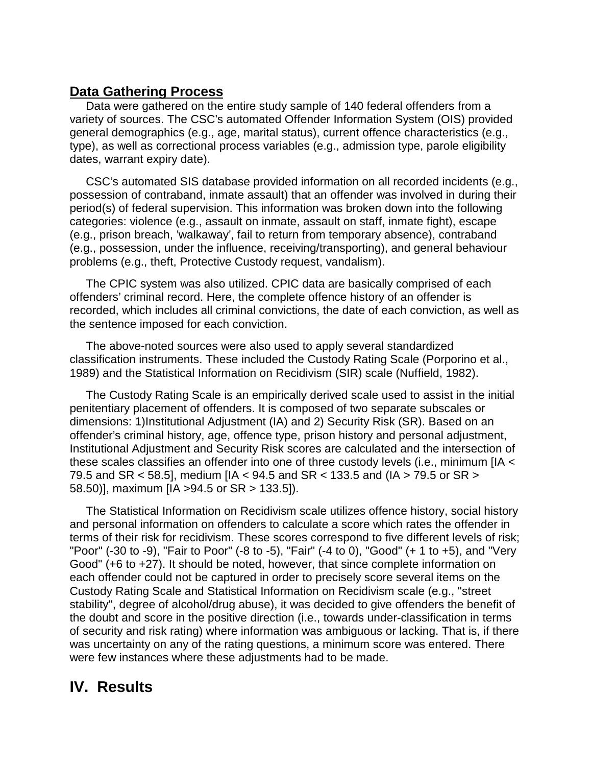## Data Gathering Process

Data were gathered on the entire study sample of 140 federal offenders from a variety of sources. The CSC's automated Offender Information System (OIS) provided general demographics (e.g., age, marital status), current offence characteristics (e.g., type), as well as correctional process variables (e.g., admission type, parole eligibility dates, warrant expiry date).

CSC's automated SIS database provided information on all recorded incidents (e.g., possession of contraband, inmate assault) that an offender was involved in during their period(s) of federal supervision. This information was broken down into the following categories: violence (e.g., assault on inmate, assault on staff, inmate fight), escape (e.g., prison breach, 'walkaway', fail to return from temporary absence), contraband (e.g., possession, under the influence, receiving/transporting), and general behaviour problems (e.g., theft, Protective Custody request, vandalism).

The CPIC system was also utilized. CPIC data are basically comprised of each offenders' criminal record. Here, the complete offence history of an offender is recorded, which includes all criminal convictions, the date of each conviction, as well as the sentence imposed for each conviction.

The above-noted sources were also used to apply several standardized classification instruments. These included the Custody Rating Scale (Porporino et al., 1989) and the Statistical Information on Recidivism (SIR) scale (Nuffield, 1982).

The Custody Rating Scale is an empirically derived scale used to assist in the initial penitentiary placement of offenders. It is composed of two separate subscales or dimensions: 1)Institutional Adjustment (IA) and 2) Security Risk (SR). Based on an offender's criminal history, age, offence type, prison history and personal adjustment, Institutional Adjustment and Security Risk scores are calculated and the intersection of these scales classifies an offender into one of three custody levels (i.e., minimum [IA < 79.5 and SR < 58.5], medium [IA < 94.5 and SR < 133.5 and (IA > 79.5 or SR > 58.50)], maximum [IA >94.5 or SR > 133.5]).

The Statistical Information on Recidivism scale utilizes offence history, social history and personal information on offenders to calculate a score which rates the offender in terms of their risk for recidivism. These scores correspond to five different levels of risk; "Poor" (-30 to -9), "Fair to Poor" (-8 to -5), "Fair" (-4 to 0), "Good" (+ 1 to +5), and "Very Good" (+6 to +27). It should be noted, however, that since complete information on each offender could not be captured in order to precisely score several items on the Custody Rating Scale and Statistical Information on Recidivism scale (e.g., "street stability", degree of alcohol/drug abuse), it was decided to give offenders the benefit of the doubt and score in the positive direction (i.e., towards under-classification in terms of security and risk rating) where information was ambiguous or lacking. That is, if there was uncertainty on any of the rating questions, a minimum score was entered. There were few instances where these adjustments had to be made.

# IV. Results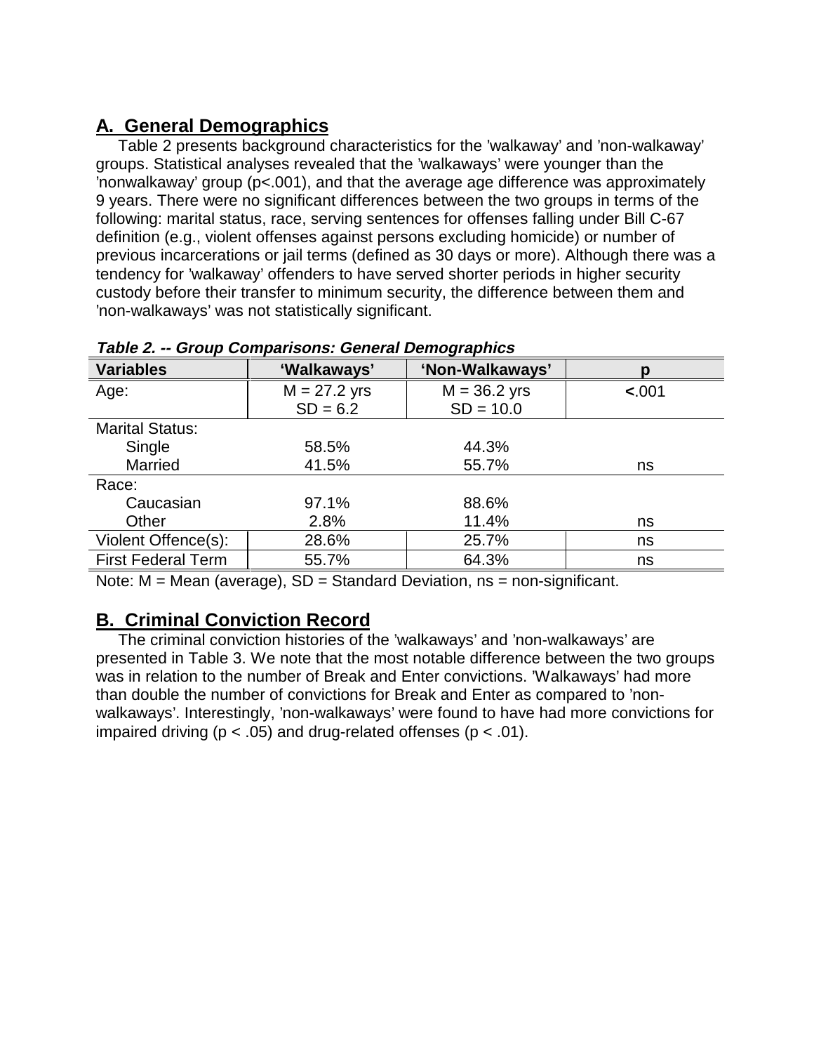## A. General Demographics

Table 2 presents background characteristics for the 'walkaway' and 'non-walkaway' groups. Statistical analyses revealed that the 'walkaways' were younger than the 'nonwalkaway' group ($p<.001$), and that the average age difference was approximately 9 years. There were no significant differences between the two groups in terms of the following: marital status, race, serving sentences for offenses falling under Bill C-67 definition (e.g., violent offenses against persons excluding homicide) or number of previous incarcerations or jail terms (defined as 30 days or more). Although there was a tendency for 'walkaway' offenders to have served shorter periods in higher security custody before their transfer to minimum security, the difference between them and 'non-walkaways' was not statistically significant.

***Table 2. -- Group Comparisons: General Demographics***

| Variables | 'Walkaways' | 'Non-Walkaways' | p |
|---|---|---|---|
| Age: | M = 27.2 yrs<br>SD = 6.2 | M = 36.2 yrs<br>SD = 10.0 | <.001 |
| Marital Status: | | | |
| Single | 58.5% | 44.3% | |
| Married | 41.5% | 55.7% | ns |
| Race: | | | |
| Caucasian | 97.1% | 88.6% | |
| Other | 2.8% | 11.4% | ns |
| Violent Offence(s): | 28.6% | 25.7% | ns |
| First Federal Term | 55.7% | 64.3% | ns |

Note: M = Mean (average), SD = Standard Deviation, ns = non-significant.

## B. Criminal Conviction Record

The criminal conviction histories of the 'walkaways' and 'non-walkaways' are presented in Table 3. We note that the most notable difference between the two groups was in relation to the number of Break and Enter convictions. 'Walkaways' had more than double the number of convictions for Break and Enter as compared to 'non-walkaways'. Interestingly, 'non-walkaways' were found to have had more convictions for impaired driving ($p < .05$) and drug-related offenses ($p < .01$).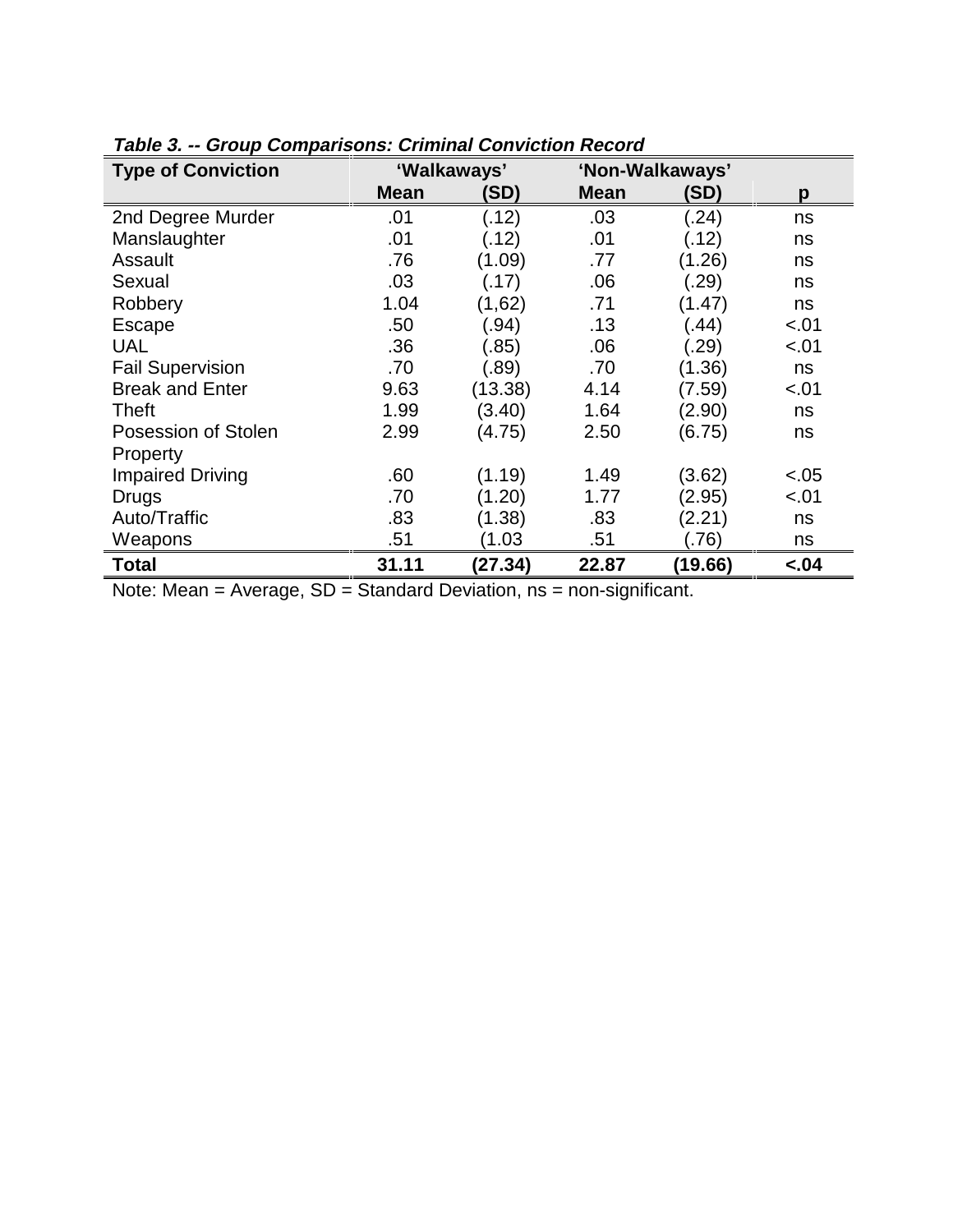***Table 3. -- Group Comparisons: Criminal Conviction Record***

| Type of Conviction | 'Walkaways' | | 'Non-Walkaways' | | |
|---|---|---|---|---|---|
| | **Mean** | **(SD)** | **Mean** | **(SD)** | **p** |
| 2nd Degree Murder | .01 | (.12) | .03 | (.24) | ns |
| Manslaughter | .01 | (.12) | .01 | (.12) | ns |
| Assault | .76 | (1.09) | .77 | (1.26) | ns |
| Sexual | .03 | (.17) | .06 | (.29) | ns |
| Robbery | 1.04 | (1,62) | .71 | (1.47) | ns |
| Escape | .50 | (.94) | .13 | (.44) | <.01 |
| UAL | .36 | (.85) | .06 | (.29) | <.01 |
| Fail Supervision | .70 | (.89) | .70 | (1.36) | ns |
| Break and Enter | 9.63 | (13.38) | 4.14 | (7.59) | <.01 |
| Theft | 1.99 | (3.40) | 1.64 | (2.90) | ns |
| Posession of Stolen Property | 2.99 | (4.75) | 2.50 | (6.75) | ns |
| Impaired Driving | .60 | (1.19) | 1.49 | (3.62) | <.05 |
| Drugs | .70 | (1.20) | 1.77 | (2.95) | <.01 |
| Auto/Traffic | .83 | (1.38) | .83 | (2.21) | ns |
| Weapons | .51 | (1.03 | .51 | (.76) | ns |
| **Total** | **31.11** | **(27.34)** | **22.87** | **(19.66)** | **<.04** |

Note: Mean = Average, SD = Standard Deviation, ns = non-significant.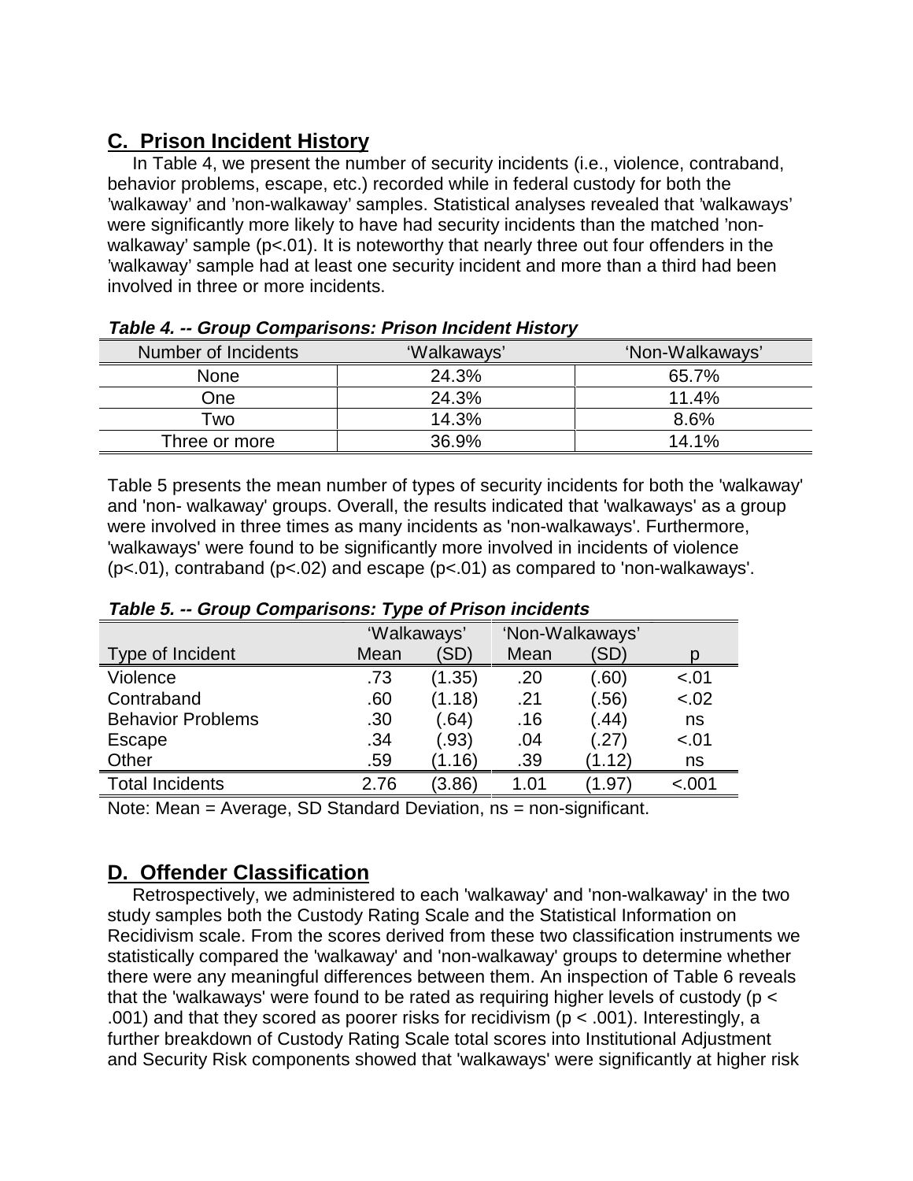## C. Prison Incident History

In Table 4, we present the number of security incidents (i.e., violence, contraband, behavior problems, escape, etc.) recorded while in federal custody for both the 'walkaway' and 'non-walkaway' samples. Statistical analyses revealed that 'walkaways' were significantly more likely to have had security incidents than the matched 'non-walkaway' sample ($p<.01$). It is noteworthy that nearly three out four offenders in the 'walkaway' sample had at least one security incident and more than a third had been involved in three or more incidents.

***Table 4. -- Group Comparisons: Prison Incident History***

| Number of Incidents | 'Walkaways' | 'Non-Walkaways' |
|---|---|---|
| None | 24.3% | 65.7% |
| One | 24.3% | 11.4% |
| Two | 14.3% | 8.6% |
| Three or more | 36.9% | 14.1% |

Table 5 presents the mean number of types of security incidents for both the 'walkaway' and 'non- walkaway' groups. Overall, the results indicated that 'walkaways' as a group were involved in three times as many incidents as 'non-walkaways'. Furthermore, 'walkaways' were found to be significantly more involved in incidents of violence ($p<.01$), contraband ($p<.02$) and escape ($p<.01$) as compared to 'non-walkaways'.

***Table 5. -- Group Comparisons: Type of Prison incidents***

| | 'Walkaways' | | 'Non-Walkaways' | | |
|---|---|---|---|---|---|
| Type of Incident | Mean | (SD) | Mean | (SD) | p |
| Violence | .73 | (1.35) | .20 | (.60) | <.01 |
| Contraband | .60 | (1.18) | .21 | (.56) | <.02 |
| Behavior Problems | .30 | (.64) | .16 | (.44) | ns |
| Escape | .34 | (.93) | .04 | (.27) | <.01 |
| Other | .59 | (1.16) | .39 | (1.12) | ns |
| Total Incidents | 2.76 | (3.86) | 1.01 | (1.97) | <.001 |

Note: Mean = Average, SD Standard Deviation, ns = non-significant.

## D. Offender Classification

Retrospectively, we administered to each 'walkaway' and 'non-walkaway' in the two study samples both the Custody Rating Scale and the Statistical Information on Recidivism scale. From the scores derived from these two classification instruments we statistically compared the 'walkaway' and 'non-walkaway' groups to determine whether there were any meaningful differences between them. An inspection of Table 6 reveals that the 'walkaways' were found to be rated as requiring higher levels of custody ($p < .001$) and that they scored as poorer risks for recidivism ($p < .001$). Interestingly, a further breakdown of Custody Rating Scale total scores into Institutional Adjustment and Security Risk components showed that 'walkaways' were significantly at higher risk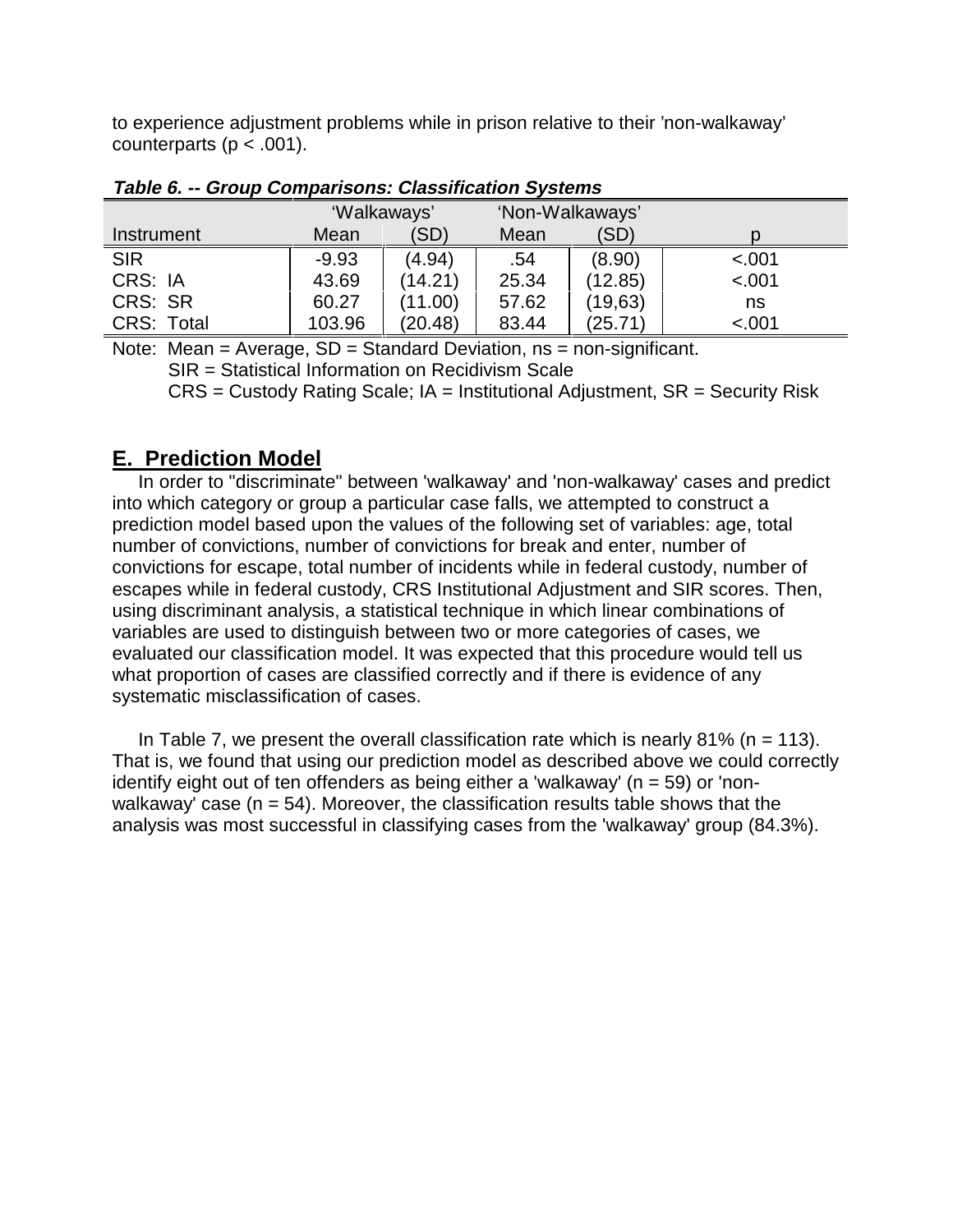to experience adjustment problems while in prison relative to their 'non-walkaway' counterparts ($p < .001$).

***Table 6. -- Group Comparisons: Classification Systems***

| | 'Walkaways' | | 'Non-Walkaways' | | |
|---|---|---|---|---|---|
| Instrument | Mean | (SD) | Mean | (SD) | p |
| SIR | -9.93 | (4.94) | .54 | (8.90) | <.001 |
| CRS: IA | 43.69 | (14.21) | 25.34 | (12.85) | <.001 |
| CRS: SR | 60.27 | (11.00) | 57.62 | (19,63) | ns |
| CRS: Total | 103.96 | (20.48) | 83.44 | (25.71) | <.001 |

Note: Mean = Average, SD = Standard Deviation, ns = non-significant.
SIR = Statistical Information on Recidivism Scale
CRS = Custody Rating Scale; IA = Institutional Adjustment, SR = Security Risk

## E. Prediction Model

In order to "discriminate" between 'walkaway' and 'non-walkaway' cases and predict into which category or group a particular case falls, we attempted to construct a prediction model based upon the values of the following set of variables: age, total number of convictions, number of convictions for break and enter, number of convictions for escape, total number of incidents while in federal custody, number of escapes while in federal custody, CRS Institutional Adjustment and SIR scores. Then, using discriminant analysis, a statistical technique in which linear combinations of variables are used to distinguish between two or more categories of cases, we evaluated our classification model. It was expected that this procedure would tell us what proportion of cases are classified correctly and if there is evidence of any systematic misclassification of cases.

In Table 7, we present the overall classification rate which is nearly 81% (n = 113). That is, we found that using our prediction model as described above we could correctly identify eight out of ten offenders as being either a 'walkaway' (n = 59) or 'non-walkaway' case (n = 54). Moreover, the classification results table shows that the analysis was most successful in classifying cases from the 'walkaway' group (84.3%).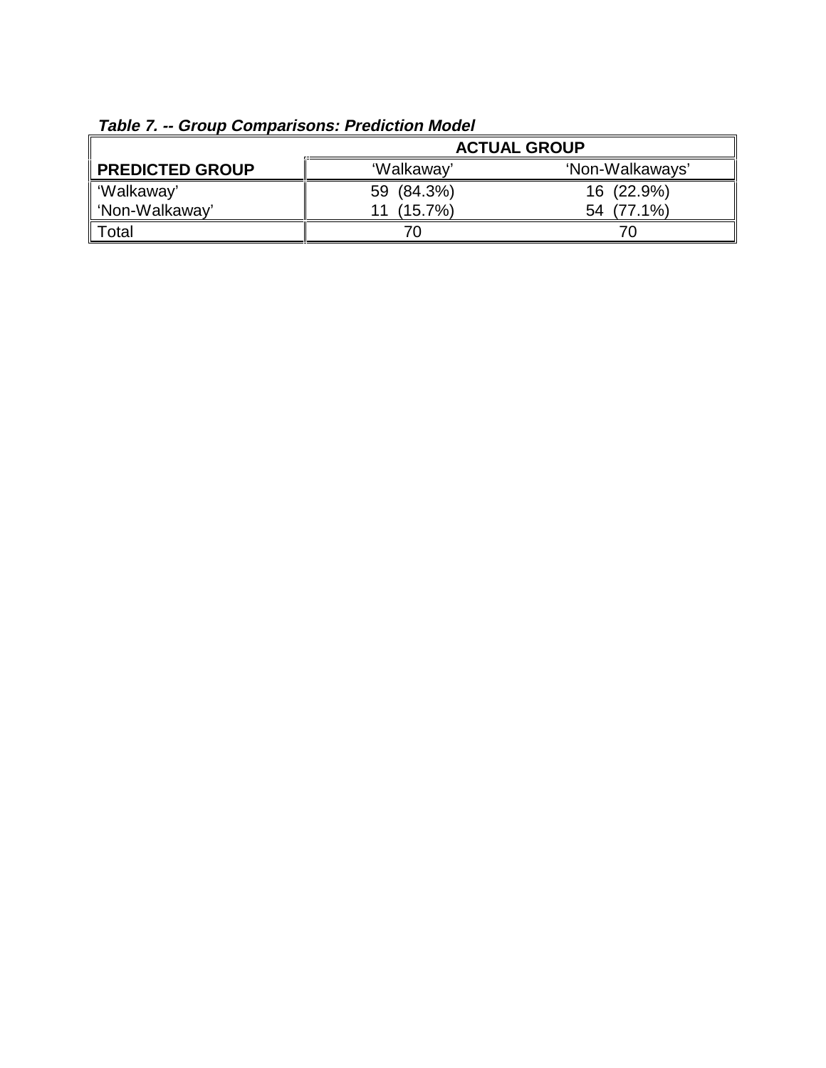***Table 7. -- Group Comparisons: Prediction Model***

| | **ACTUAL GROUP** | |
|---|---|---|
| **PREDICTED GROUP** | 'Walkaway' | 'Non-Walkaways' |
| 'Walkaway' | 59 (84.3%) | 16 (22.9%) |
| 'Non-Walkaway' | 11 (15.7%) | 54 (77.1%) |
| Total | 70 | 70 |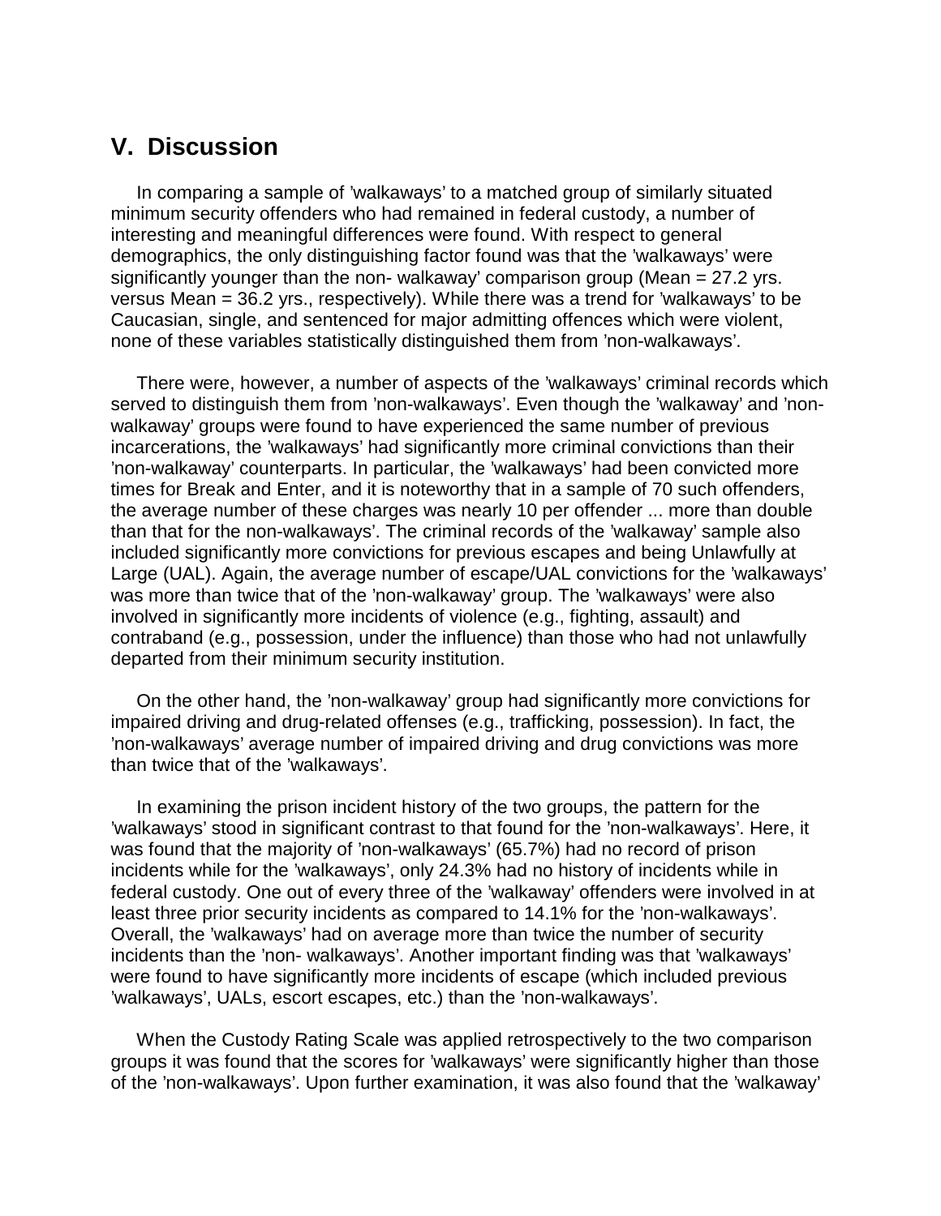## V. Discussion

In comparing a sample of 'walkaways' to a matched group of similarly situated minimum security offenders who had remained in federal custody, a number of interesting and meaningful differences were found. With respect to general demographics, the only distinguishing factor found was that the 'walkaways' were significantly younger than the non- walkaway' comparison group (Mean = 27.2 yrs. versus Mean = 36.2 yrs., respectively). While there was a trend for 'walkaways' to be Caucasian, single, and sentenced for major admitting offences which were violent, none of these variables statistically distinguished them from 'non-walkaways'.

There were, however, a number of aspects of the 'walkaways' criminal records which served to distinguish them from 'non-walkaways'. Even though the 'walkaway' and 'non-walkaway' groups were found to have experienced the same number of previous incarcerations, the 'walkaways' had significantly more criminal convictions than their 'non-walkaway' counterparts. In particular, the 'walkaways' had been convicted more times for Break and Enter, and it is noteworthy that in a sample of 70 such offenders, the average number of these charges was nearly 10 per offender ... more than double than that for the non-walkaways'. The criminal records of the 'walkaway' sample also included significantly more convictions for previous escapes and being Unlawfully at Large (UAL). Again, the average number of escape/UAL convictions for the 'walkaways' was more than twice that of the 'non-walkaway' group. The 'walkaways' were also involved in significantly more incidents of violence (e.g., fighting, assault) and contraband (e.g., possession, under the influence) than those who had not unlawfully departed from their minimum security institution.

On the other hand, the 'non-walkaway' group had significantly more convictions for impaired driving and drug-related offenses (e.g., trafficking, possession). In fact, the 'non-walkaways' average number of impaired driving and drug convictions was more than twice that of the 'walkaways'.

In examining the prison incident history of the two groups, the pattern for the 'walkaways' stood in significant contrast to that found for the 'non-walkaways'. Here, it was found that the majority of 'non-walkaways' (65.7%) had no record of prison incidents while for the 'walkaways', only 24.3% had no history of incidents while in federal custody. One out of every three of the 'walkaway' offenders were involved in at least three prior security incidents as compared to 14.1% for the 'non-walkaways'. Overall, the 'walkaways' had on average more than twice the number of security incidents than the 'non- walkaways'. Another important finding was that 'walkaways' were found to have significantly more incidents of escape (which included previous 'walkaways', UALs, escort escapes, etc.) than the 'non-walkaways'.

When the Custody Rating Scale was applied retrospectively to the two comparison groups it was found that the scores for 'walkaways' were significantly higher than those of the 'non-walkaways'. Upon further examination, it was also found that the 'walkaway'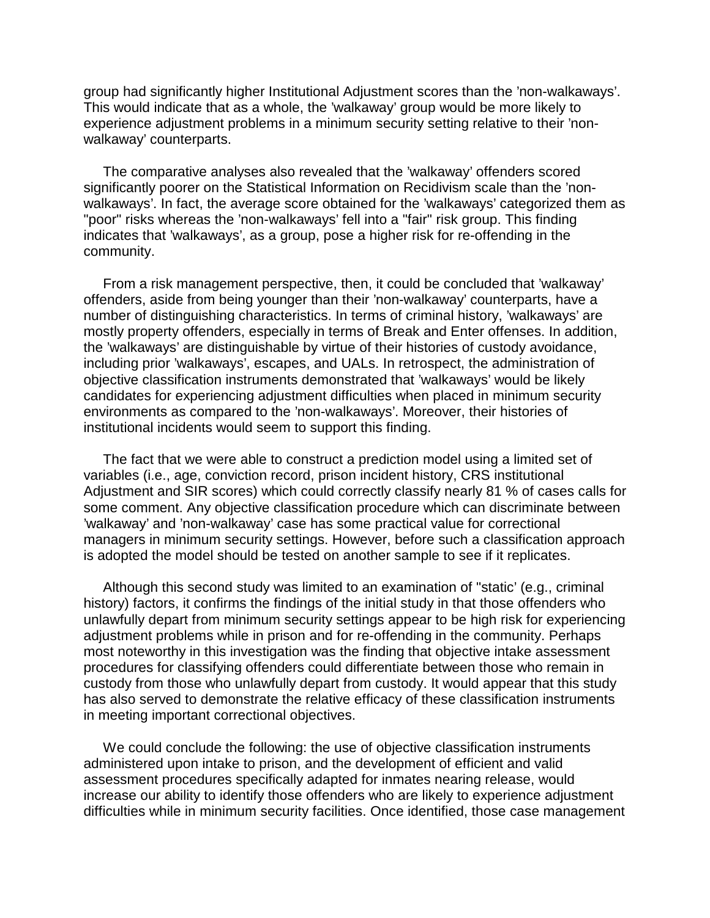group had significantly higher Institutional Adjustment scores than the 'non-walkaways'. This would indicate that as a whole, the 'walkaway' group would be more likely to experience adjustment problems in a minimum security setting relative to their 'non-walkaway' counterparts.

The comparative analyses also revealed that the 'walkaway' offenders scored significantly poorer on the Statistical Information on Recidivism scale than the 'non-walkaways'. In fact, the average score obtained for the 'walkaways' categorized them as "poor" risks whereas the 'non-walkaways' fell into a "fair" risk group. This finding indicates that 'walkaways', as a group, pose a higher risk for re-offending in the community.

From a risk management perspective, then, it could be concluded that 'walkaway' offenders, aside from being younger than their 'non-walkaway' counterparts, have a number of distinguishing characteristics. In terms of criminal history, 'walkaways' are mostly property offenders, especially in terms of Break and Enter offenses. In addition, the 'walkaways' are distinguishable by virtue of their histories of custody avoidance, including prior 'walkaways', escapes, and UALs. In retrospect, the administration of objective classification instruments demonstrated that 'walkaways' would be likely candidates for experiencing adjustment difficulties when placed in minimum security environments as compared to the 'non-walkaways'. Moreover, their histories of institutional incidents would seem to support this finding.

The fact that we were able to construct a prediction model using a limited set of variables (i.e., age, conviction record, prison incident history, CRS institutional Adjustment and SIR scores) which could correctly classify nearly 81 % of cases calls for some comment. Any objective classification procedure which can discriminate between 'walkaway' and 'non-walkaway' case has some practical value for correctional managers in minimum security settings. However, before such a classification approach is adopted the model should be tested on another sample to see if it replicates.

Although this second study was limited to an examination of "static' (e.g., criminal history) factors, it confirms the findings of the initial study in that those offenders who unlawfully depart from minimum security settings appear to be high risk for experiencing adjustment problems while in prison and for re-offending in the community. Perhaps most noteworthy in this investigation was the finding that objective intake assessment procedures for classifying offenders could differentiate between those who remain in custody from those who unlawfully depart from custody. It would appear that this study has also served to demonstrate the relative efficacy of these classification instruments in meeting important correctional objectives.

We could conclude the following: the use of objective classification instruments administered upon intake to prison, and the development of efficient and valid assessment procedures specifically adapted for inmates nearing release, would increase our ability to identify those offenders who are likely to experience adjustment difficulties while in minimum security facilities. Once identified, those case management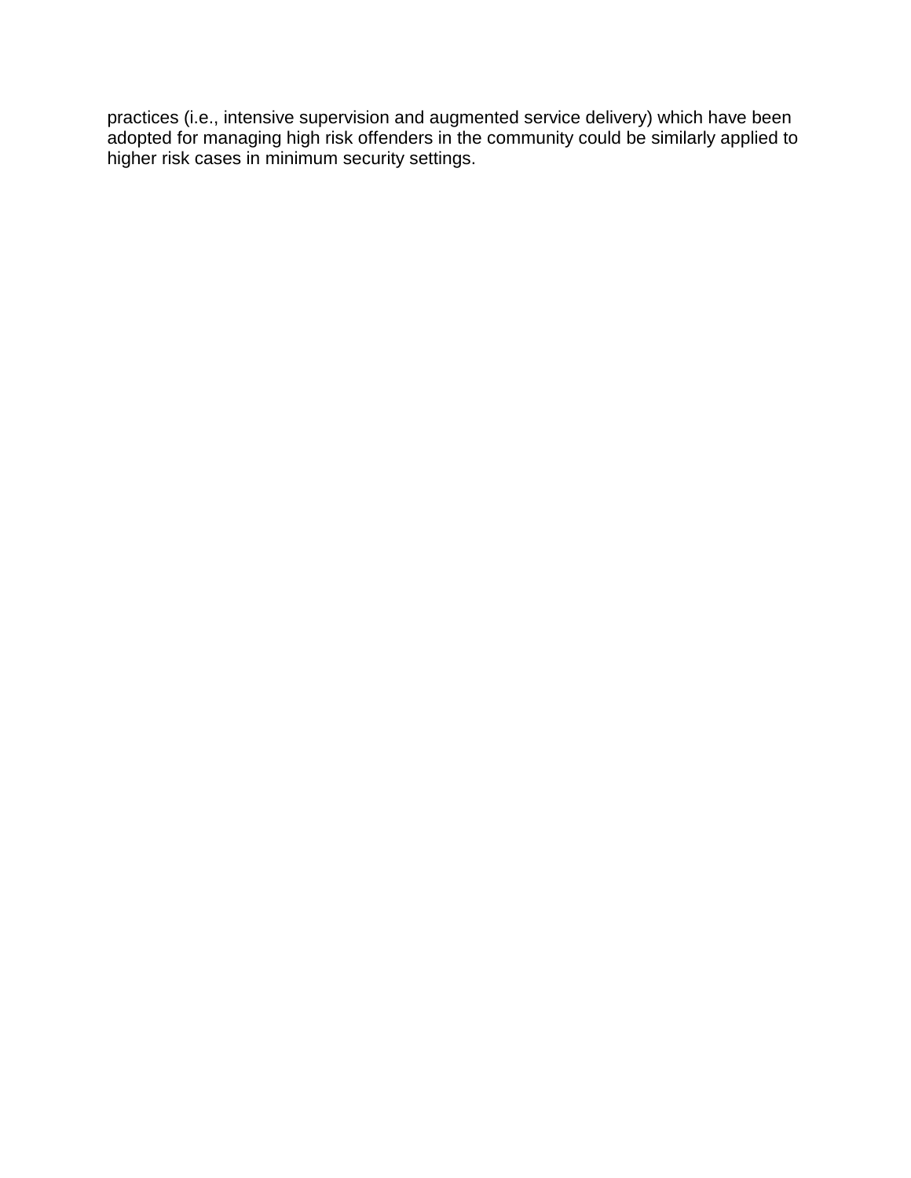practices (i.e., intensive supervision and augmented service delivery) which have been adopted for managing high risk offenders in the community could be similarly applied to higher risk cases in minimum security settings.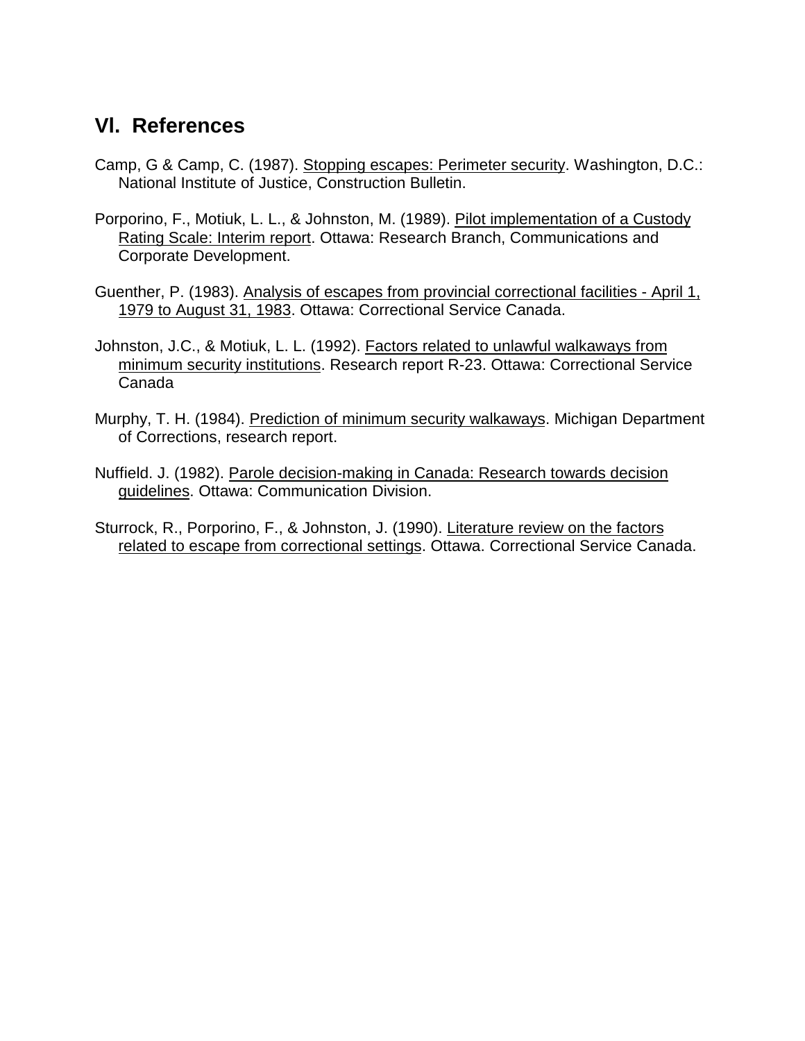## VI. References

Camp, G & Camp, C. (1987). Stopping escapes: Perimeter security. Washington, D.C.: National Institute of Justice, Construction Bulletin.

Porporino, F., Motiuk, L. L., & Johnston, M. (1989). Pilot implementation of a Custody Rating Scale: Interim report. Ottawa: Research Branch, Communications and Corporate Development.

Guenther, P. (1983). Analysis of escapes from provincial correctional facilities - April 1, 1979 to August 31, 1983. Ottawa: Correctional Service Canada.

Johnston, J.C., & Motiuk, L. L. (1992). Factors related to unlawful walkaways from minimum security institutions. Research report R-23. Ottawa: Correctional Service Canada

Murphy, T. H. (1984). Prediction of minimum security walkaways. Michigan Department of Corrections, research report.

Nuffield. J. (1982). Parole decision-making in Canada: Research towards decision guidelines. Ottawa: Communication Division.

Sturrock, R., Porporino, F., & Johnston, J. (1990). Literature review on the factors related to escape from correctional settings. Ottawa. Correctional Service Canada.